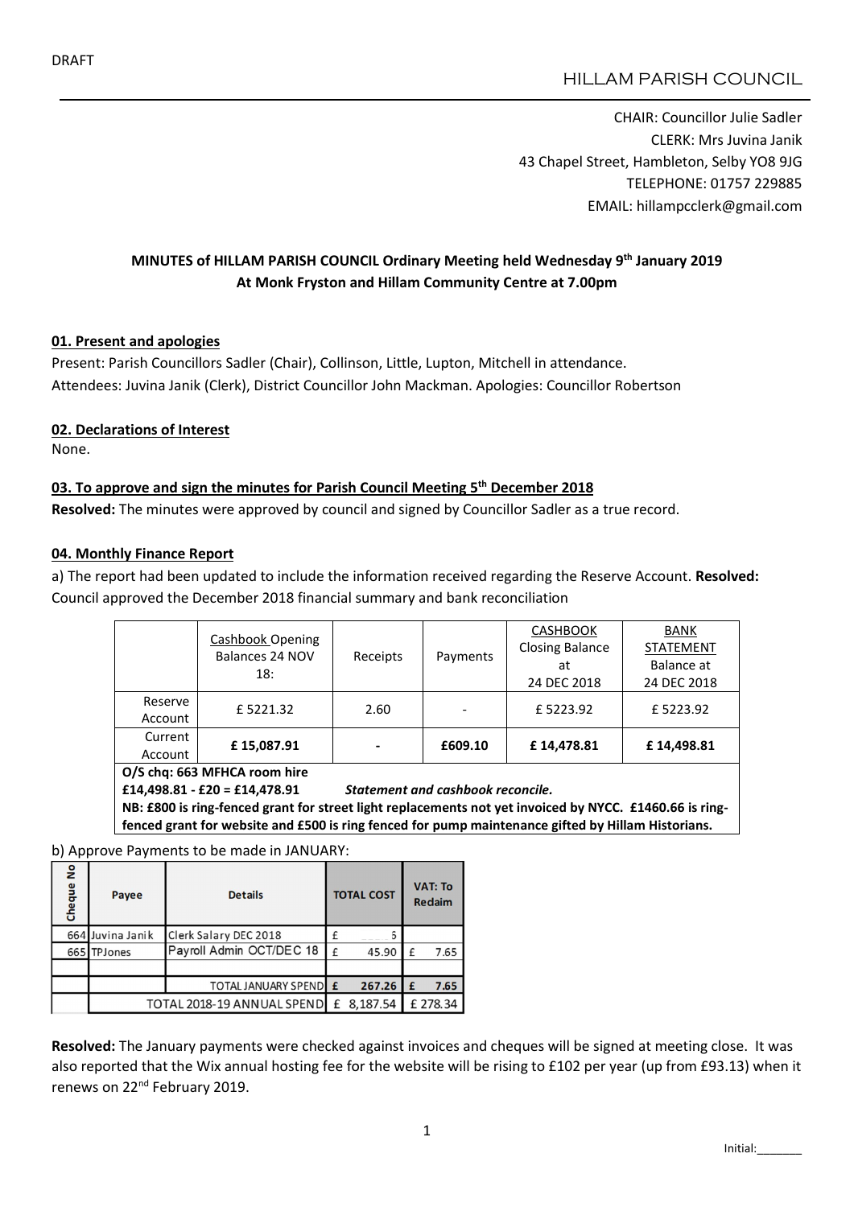DRAFT

HILLAM PARISH COUNCIL

CHAIR: Councillor Julie Sadler
CLERK: Mrs Juvina Janik
43 Chapel Street, Hambleton, Selby YO8 9JG
TELEPHONE: 01757 229885
EMAIL: hillampcclerk@gmail.com

**MINUTES of HILLAM PARISH COUNCIL Ordinary Meeting held Wednesday 9th January 2019**
**At Monk Fryston and Hillam Community Centre at 7.00pm**

**01. Present and apologies**

Present: Parish Councillors Sadler (Chair), Collinson, Little, Lupton, Mitchell in attendance.
Attendees: Juvina Janik (Clerk), District Councillor John Mackman. Apologies: Councillor Robertson

**02. Declarations of Interest**

None.

**03. To approve and sign the minutes for Parish Council Meeting 5th December 2018**

**Resolved:** The minutes were approved by council and signed by Councillor Sadler as a true record.

**04. Monthly Finance Report**

a) The report had been updated to include the information received regarding the Reserve Account. **Resolved:** Council approved the December 2018 financial summary and bank reconciliation

| | Cashbook Opening Balances 24 NOV 18: | Receipts | Payments | CASHBOOK Closing Balance at 24 DEC 2018 | BANK STATEMENT Balance at 24 DEC 2018 |
|---|---|---|---|---|---|
| Reserve Account | £ 5221.32 | 2.60 | - | £ 5223.92 | £ 5223.92 |
| Current Account | **£ 15,087.91** | **-** | **£609.10** | **£ 14,478.81** | **£ 14,498.81** |
| **O/S chq: 663 MFHCA room hire** | | | | | |
| **£14,498.81 - £20 = £14,478.91** ***Statement and cashbook reconcile.*** | | | | | |
| **NB: £800 is ring-fenced grant for street light replacements not yet invoiced by NYCC. £1460.66 is ring-fenced grant for website and £500 is ring fenced for pump maintenance gifted by Hillam Historians.** | | | | | |

b) Approve Payments to be made in JANUARY:

| Cheque No | Payee | Details | TOTAL COST | VAT: To Reclaim |
|---|---|---|---|---|
| 664 | Juvina Janik | Clerk Salary DEC 2018 | £ 6 | |
| 665 | TPJones | Payroll Admin OCT/DEC 18 | £ 45.90 | £ 7.65 |
| | | | | |
| | | TOTAL JANUARY SPEND | **£ 267.26** | **£ 7.65** |
| | TOTAL 2018-19 ANNUAL SPEND | | £ 8,187.54 | £ 278.34 |

**Resolved:** The January payments were checked against invoices and cheques will be signed at meeting close. It was also reported that the Wix annual hosting fee for the website will be rising to £102 per year (up from £93.13) when it renews on 22nd February 2019.

Initial:_______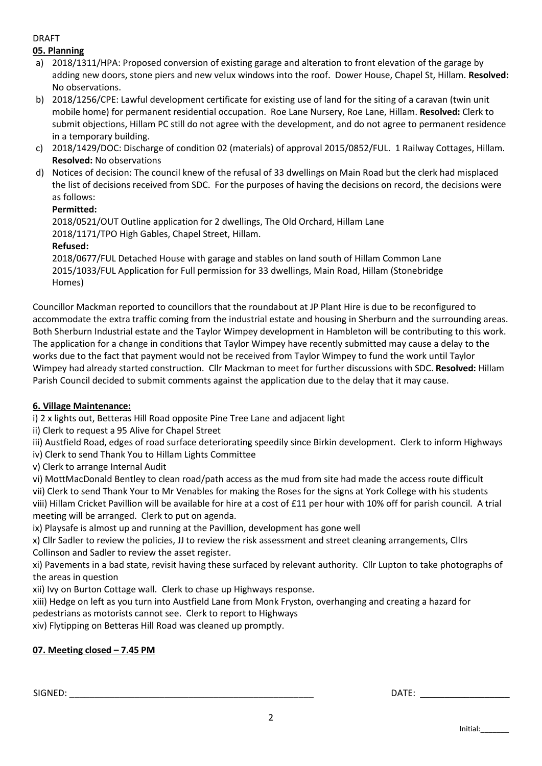DRAFT

**05. Planning**

a) 2018/1311/HPA: Proposed conversion of existing garage and alteration to front elevation of the garage by adding new doors, stone piers and new velux windows into the roof. Dower House, Chapel St, Hillam. **Resolved:** No observations.

b) 2018/1256/CPE: Lawful development certificate for existing use of land for the siting of a caravan (twin unit mobile home) for permanent residential occupation. Roe Lane Nursery, Roe Lane, Hillam. **Resolved:** Clerk to submit objections, Hillam PC still do not agree with the development, and do not agree to permanent residence in a temporary building.

c) 2018/1429/DOC: Discharge of condition 02 (materials) of approval 2015/0852/FUL. 1 Railway Cottages, Hillam. **Resolved:** No observations

d) Notices of decision: The council knew of the refusal of 33 dwellings on Main Road but the clerk had misplaced the list of decisions received from SDC. For the purposes of having the decisions on record, the decisions were as follows:

**Permitted:**

2018/0521/OUT Outline application for 2 dwellings, The Old Orchard, Hillam Lane
2018/1171/TPO High Gables, Chapel Street, Hillam.

**Refused:**

2018/0677/FUL Detached House with garage and stables on land south of Hillam Common Lane
2015/1033/FUL Application for Full permission for 33 dwellings, Main Road, Hillam (Stonebridge Homes)

Councillor Mackman reported to councillors that the roundabout at JP Plant Hire is due to be reconfigured to accommodate the extra traffic coming from the industrial estate and housing in Sherburn and the surrounding areas. Both Sherburn Industrial estate and the Taylor Wimpey development in Hambleton will be contributing to this work. The application for a change in conditions that Taylor Wimpey have recently submitted may cause a delay to the works due to the fact that payment would not be received from Taylor Wimpey to fund the work until Taylor Wimpey had already started construction. Cllr Mackman to meet for further discussions with SDC. **Resolved:** Hillam Parish Council decided to submit comments against the application due to the delay that it may cause.

**6. Village Maintenance:**

i) 2 x lights out, Betteras Hill Road opposite Pine Tree Lane and adjacent light
ii) Clerk to request a 95 Alive for Chapel Street
iii) Austfield Road, edges of road surface deteriorating speedily since Birkin development. Clerk to inform Highways
iv) Clerk to send Thank You to Hillam Lights Committee
v) Clerk to arrange Internal Audit
vi) MottMacDonald Bentley to clean road/path access as the mud from site had made the access route difficult
vii) Clerk to send Thank Your to Mr Venables for making the Roses for the signs at York College with his students
viii) Hillam Cricket Pavillion will be available for hire at a cost of £11 per hour with 10% off for parish council. A trial meeting will be arranged. Clerk to put on agenda.
ix) Playsafe is almost up and running at the Pavillion, development has gone well
x) Cllr Sadler to review the policies, JJ to review the risk assessment and street cleaning arrangements, Cllrs Collinson and Sadler to review the asset register.
xi) Pavements in a bad state, revisit having these surfaced by relevant authority. Cllr Lupton to take photographs of the areas in question
xii) Ivy on Burton Cottage wall. Clerk to chase up Highways response.
xiii) Hedge on left as you turn into Austfield Lane from Monk Fryston, overhanging and creating a hazard for pedestrians as motorists cannot see. Clerk to report to Highways
xiv) Flytipping on Betteras Hill Road was cleaned up promptly.

**07. Meeting closed – 7.45 PM**

SIGNED: ___________________________________________________ DATE: ___________________

Initial:______